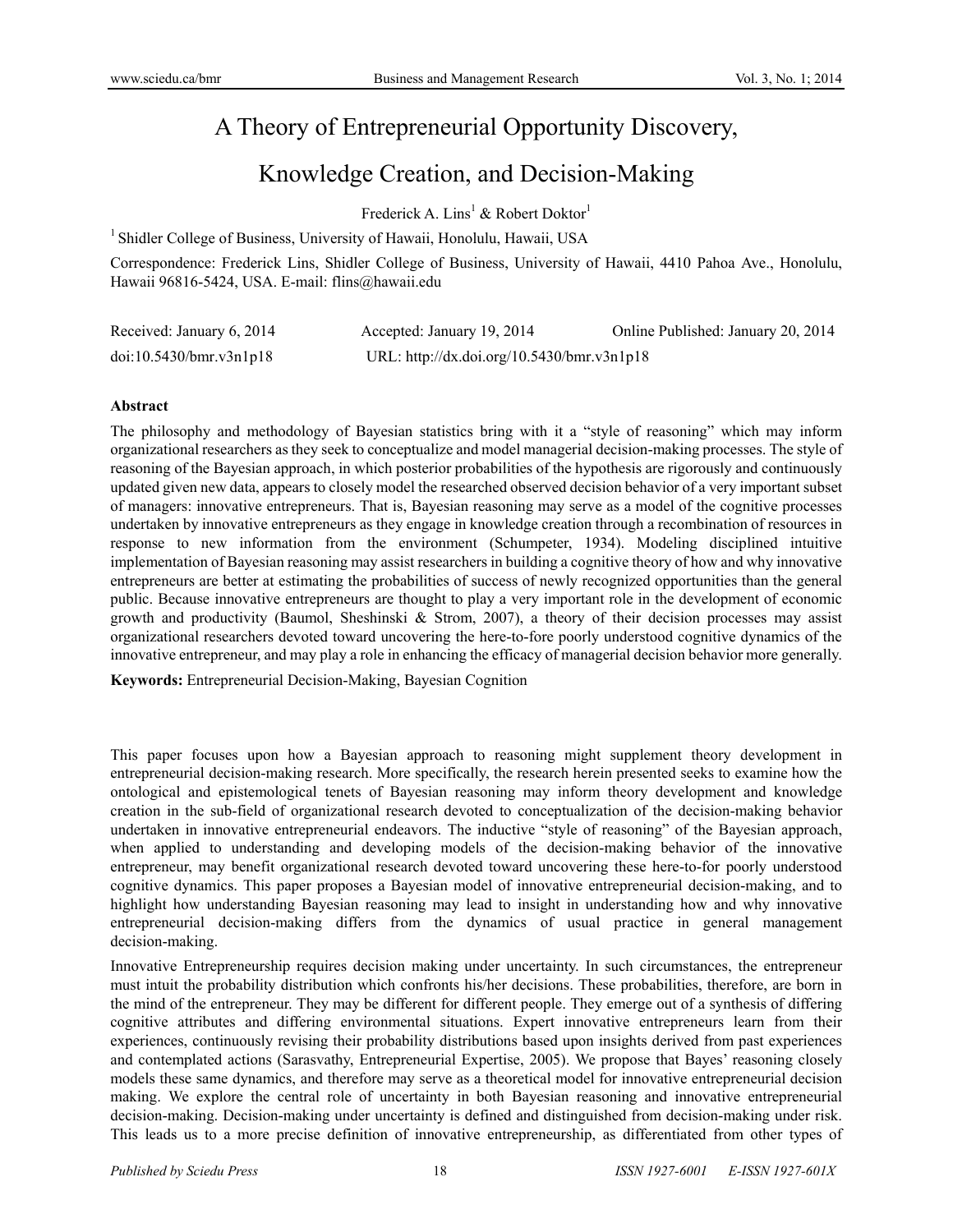# A Theory of Entrepreneurial Opportunity Discovery, Knowledge Creation, and Decision-Making

Frederick A. Lins[1] & Robert Doktor[1]

[1] Shidler College of Business, University of Hawaii, Honolulu, Hawaii, USA

Correspondence: Frederick Lins, Shidler College of Business, University of Hawaii, 4410 Pahoa Ave., Honolulu, Hawaii 96816-5424, USA. E-mail: flins@hawaii.edu

Received: January 6, 2014  Accepted: January 19, 2014  Online Published: January 20, 2014

doi:10.5430/bmr.v3n1p18  URL: http://dx.doi.org/10.5430/bmr.v3n1p18

## Abstract

The philosophy and methodology of Bayesian statistics bring with it a "style of reasoning" which may inform organizational researchers as they seek to conceptualize and model managerial decision-making processes. The style of reasoning of the Bayesian approach, in which posterior probabilities of the hypothesis are rigorously and continuously updated given new data, appears to closely model the researched observed decision behavior of a very important subset of managers: innovative entrepreneurs. That is, Bayesian reasoning may serve as a model of the cognitive processes undertaken by innovative entrepreneurs as they engage in knowledge creation through a recombination of resources in response to new information from the environment (Schumpeter, 1934). Modeling disciplined intuitive implementation of Bayesian reasoning may assist researchers in building a cognitive theory of how and why innovative entrepreneurs are better at estimating the probabilities of success of newly recognized opportunities than the general public. Because innovative entrepreneurs are thought to play a very important role in the development of economic growth and productivity (Baumol, Sheshinski & Strom, 2007), a theory of their decision processes may assist organizational researchers devoted toward uncovering the here-to-fore poorly understood cognitive dynamics of the innovative entrepreneur, and may play a role in enhancing the efficacy of managerial decision behavior more generally.

**Keywords:** Entrepreneurial Decision-Making, Bayesian Cognition

This paper focuses upon how a Bayesian approach to reasoning might supplement theory development in entrepreneurial decision-making research. More specifically, the research herein presented seeks to examine how the ontological and epistemological tenets of Bayesian reasoning may inform theory development and knowledge creation in the sub-field of organizational research devoted to conceptualization of the decision-making behavior undertaken in innovative entrepreneurial endeavors. The inductive "style of reasoning" of the Bayesian approach, when applied to understanding and developing models of the decision-making behavior of the innovative entrepreneur, may benefit organizational research devoted toward uncovering these here-to-for poorly understood cognitive dynamics. This paper proposes a Bayesian model of innovative entrepreneurial decision-making, and to highlight how understanding Bayesian reasoning may lead to insight in understanding how and why innovative entrepreneurial decision-making differs from the dynamics of usual practice in general management decision-making.

Innovative Entrepreneurship requires decision making under uncertainty. In such circumstances, the entrepreneur must intuit the probability distribution which confronts his/her decisions. These probabilities, therefore, are born in the mind of the entrepreneur. They may be different for different people. They emerge out of a synthesis of differing cognitive attributes and differing environmental situations. Expert innovative entrepreneurs learn from their experiences, continuously revising their probability distributions based upon insights derived from past experiences and contemplated actions (Sarasvathy, Entrepreneurial Expertise, 2005). We propose that Bayes' reasoning closely models these same dynamics, and therefore may serve as a theoretical model for innovative entrepreneurial decision making. We explore the central role of uncertainty in both Bayesian reasoning and innovative entrepreneurial decision-making. Decision-making under uncertainty is defined and distinguished from decision-making under risk. This leads us to a more precise definition of innovative entrepreneurship, as differentiated from other types of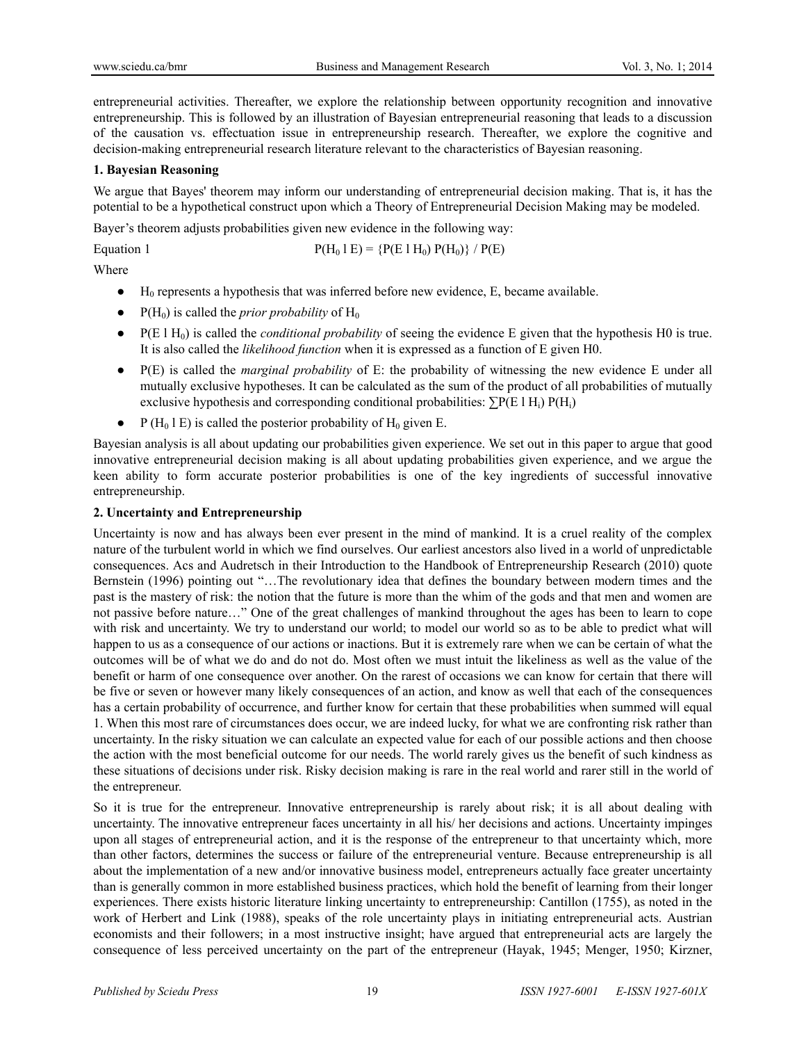entrepreneurial activities. Thereafter, we explore the relationship between opportunity recognition and innovative entrepreneurship. This is followed by an illustration of Bayesian entrepreneurial reasoning that leads to a discussion of the causation vs. effectuation issue in entrepreneurship research. Thereafter, we explore the cognitive and decision-making entrepreneurial research literature relevant to the characteristics of Bayesian reasoning.

## 1. Bayesian Reasoning

We argue that Bayes' theorem may inform our understanding of entrepreneurial decision making. That is, it has the potential to be a hypothetical construct upon which a Theory of Entrepreneurial Decision Making may be modeled.

Bayer's theorem adjusts probabilities given new evidence in the following way:

Equation 1 $$P(H_0 \mid E) = \{P(E \mid H_0)\, P(H_0)\} / P(E)$$

Where

- $H_0$ represents a hypothesis that was inferred before new evidence, E, became available.
- $P(H_0)$ is called the *prior probability* of $H_0$
- $P(E \mid H_0)$ is called the *conditional probability* of seeing the evidence E given that the hypothesis H0 is true. It is also called the *likelihood function* when it is expressed as a function of E given H0.
- P(E) is called the *marginal probability* of E: the probability of witnessing the new evidence E under all mutually exclusive hypotheses. It can be calculated as the sum of the product of all probabilities of mutually exclusive hypothesis and corresponding conditional probabilities: $\sum P(E \mid H_i)\, P(H_i)$
- $P(H_0 \mid E)$ is called the posterior probability of $H_0$ given E.

Bayesian analysis is all about updating our probabilities given experience. We set out in this paper to argue that good innovative entrepreneurial decision making is all about updating probabilities given experience, and we argue the keen ability to form accurate posterior probabilities is one of the key ingredients of successful innovative entrepreneurship.

## 2. Uncertainty and Entrepreneurship

Uncertainty is now and has always been ever present in the mind of mankind. It is a cruel reality of the complex nature of the turbulent world in which we find ourselves. Our earliest ancestors also lived in a world of unpredictable consequences. Acs and Audretsch in their Introduction to the Handbook of Entrepreneurship Research (2010) quote Bernstein (1996) pointing out "…The revolutionary idea that defines the boundary between modern times and the past is the mastery of risk: the notion that the future is more than the whim of the gods and that men and women are not passive before nature…" One of the great challenges of mankind throughout the ages has been to learn to cope with risk and uncertainty. We try to understand our world; to model our world so as to be able to predict what will happen to us as a consequence of our actions or inactions. But it is extremely rare when we can be certain of what the outcomes will be of what we do and do not do. Most often we must intuit the likeliness as well as the value of the benefit or harm of one consequence over another. On the rarest of occasions we can know for certain that there will be five or seven or however many likely consequences of an action, and know as well that each of the consequences has a certain probability of occurrence, and further know for certain that these probabilities when summed will equal 1. When this most rare of circumstances does occur, we are indeed lucky, for what we are confronting risk rather than uncertainty. In the risky situation we can calculate an expected value for each of our possible actions and then choose the action with the most beneficial outcome for our needs. The world rarely gives us the benefit of such kindness as these situations of decisions under risk. Risky decision making is rare in the real world and rarer still in the world of the entrepreneur.

So it is true for the entrepreneur. Innovative entrepreneurship is rarely about risk; it is all about dealing with uncertainty. The innovative entrepreneur faces uncertainty in all his/ her decisions and actions. Uncertainty impinges upon all stages of entrepreneurial action, and it is the response of the entrepreneur to that uncertainty which, more than other factors, determines the success or failure of the entrepreneurial venture. Because entrepreneurship is all about the implementation of a new and/or innovative business model, entrepreneurs actually face greater uncertainty than is generally common in more established business practices, which hold the benefit of learning from their longer experiences. There exists historic literature linking uncertainty to entrepreneurship: Cantillon (1755), as noted in the work of Herbert and Link (1988), speaks of the role uncertainty plays in initiating entrepreneurial acts. Austrian economists and their followers; in a most instructive insight; have argued that entrepreneurial acts are largely the consequence of less perceived uncertainty on the part of the entrepreneur (Hayak, 1945; Menger, 1950; Kirzner,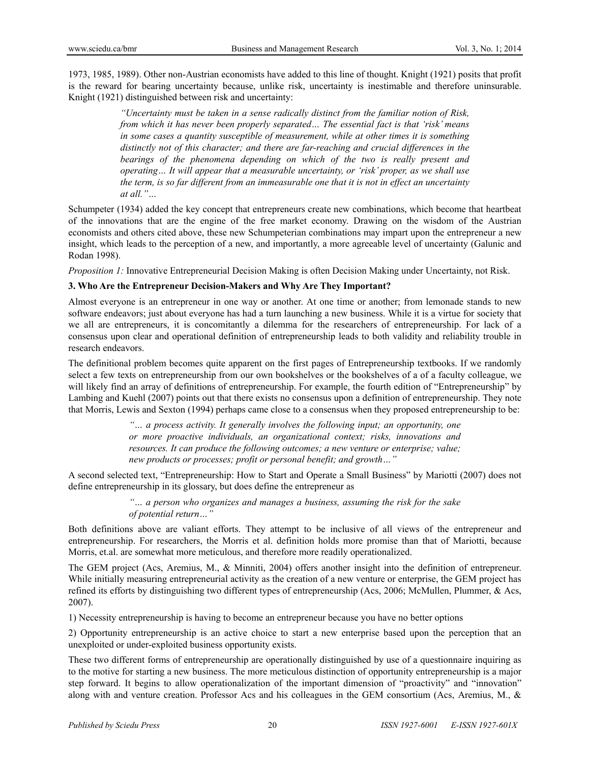1973, 1985, 1989). Other non-Austrian economists have added to this line of thought. Knight (1921) posits that profit is the reward for bearing uncertainty because, unlike risk, uncertainty is inestimable and therefore uninsurable. Knight (1921) distinguished between risk and uncertainty:

> *"Uncertainty must be taken in a sense radically distinct from the familiar notion of Risk, from which it has never been properly separated… The essential fact is that 'risk' means in some cases a quantity susceptible of measurement, while at other times it is something distinctly not of this character; and there are far-reaching and crucial differences in the bearings of the phenomena depending on which of the two is really present and operating… It will appear that a measurable uncertainty, or 'risk' proper, as we shall use the term, is so far different from an immeasurable one that it is not in effect an uncertainty at all."…*

Schumpeter (1934) added the key concept that entrepreneurs create new combinations, which become that heartbeat of the innovations that are the engine of the free market economy. Drawing on the wisdom of the Austrian economists and others cited above, these new Schumpeterian combinations may impart upon the entrepreneur a new insight, which leads to the perception of a new, and importantly, a more agreeable level of uncertainty (Galunic and Rodan 1998).

*Proposition 1:* Innovative Entrepreneurial Decision Making is often Decision Making under Uncertainty, not Risk.

### 3. Who Are the Entrepreneur Decision-Makers and Why Are They Important?

Almost everyone is an entrepreneur in one way or another. At one time or another; from lemonade stands to new software endeavors; just about everyone has had a turn launching a new business. While it is a virtue for society that we all are entrepreneurs, it is concomitantly a dilemma for the researchers of entrepreneurship. For lack of a consensus upon clear and operational definition of entrepreneurship leads to both validity and reliability trouble in research endeavors.

The definitional problem becomes quite apparent on the first pages of Entrepreneurship textbooks. If we randomly select a few texts on entrepreneurship from our own bookshelves or the bookshelves of a of a faculty colleague, we will likely find an array of definitions of entrepreneurship. For example, the fourth edition of "Entrepreneurship" by Lambing and Kuehl (2007) points out that there exists no consensus upon a definition of entrepreneurship. They note that Morris, Lewis and Sexton (1994) perhaps came close to a consensus when they proposed entrepreneurship to be:

> *"… a process activity. It generally involves the following input; an opportunity, one or more proactive individuals, an organizational context; risks, innovations and resources. It can produce the following outcomes; a new venture or enterprise; value; new products or processes; profit or personal benefit; and growth…"*

A second selected text, "Entrepreneurship: How to Start and Operate a Small Business" by Mariotti (2007) does not define entrepreneurship in its glossary, but does define the entrepreneur as

> *"… a person who organizes and manages a business, assuming the risk for the sake of potential return…"*

Both definitions above are valiant efforts. They attempt to be inclusive of all views of the entrepreneur and entrepreneurship. For researchers, the Morris et al. definition holds more promise than that of Mariotti, because Morris, et.al. are somewhat more meticulous, and therefore more readily operationalized.

The GEM project (Acs, Aremius, M., & Minniti, 2004) offers another insight into the definition of entrepreneur. While initially measuring entrepreneurial activity as the creation of a new venture or enterprise, the GEM project has refined its efforts by distinguishing two different types of entrepreneurship (Acs, 2006; McMullen, Plummer, & Acs, 2007).

1) Necessity entrepreneurship is having to become an entrepreneur because you have no better options

2) Opportunity entrepreneurship is an active choice to start a new enterprise based upon the perception that an unexploited or under-exploited business opportunity exists.

These two different forms of entrepreneurship are operationally distinguished by use of a questionnaire inquiring as to the motive for starting a new business. The more meticulous distinction of opportunity entrepreneurship is a major step forward. It begins to allow operationalization of the important dimension of "proactivity" and "innovation" along with and venture creation. Professor Acs and his colleagues in the GEM consortium (Acs, Aremius, M., &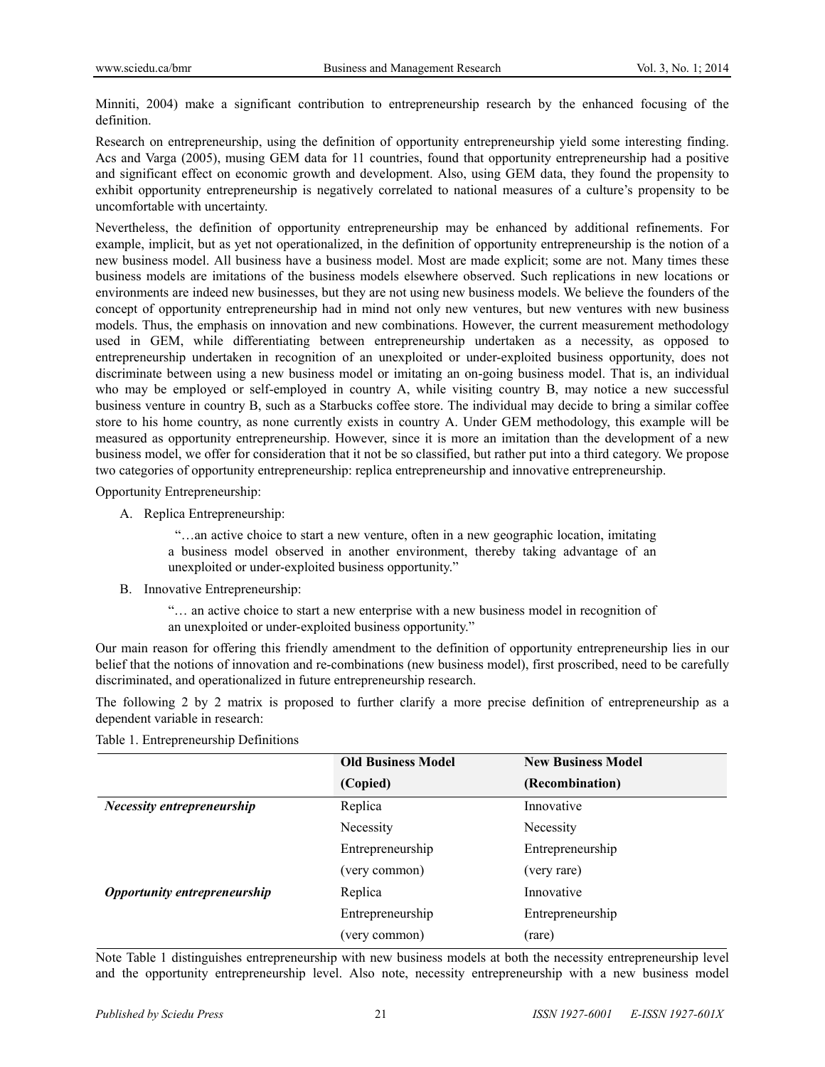Minniti, 2004) make a significant contribution to entrepreneurship research by the enhanced focusing of the definition.

Research on entrepreneurship, using the definition of opportunity entrepreneurship yield some interesting finding. Acs and Varga (2005), musing GEM data for 11 countries, found that opportunity entrepreneurship had a positive and significant effect on economic growth and development. Also, using GEM data, they found the propensity to exhibit opportunity entrepreneurship is negatively correlated to national measures of a culture's propensity to be uncomfortable with uncertainty.

Nevertheless, the definition of opportunity entrepreneurship may be enhanced by additional refinements. For example, implicit, but as yet not operationalized, in the definition of opportunity entrepreneurship is the notion of a new business model. All business have a business model. Most are made explicit; some are not. Many times these business models are imitations of the business models elsewhere observed. Such replications in new locations or environments are indeed new businesses, but they are not using new business models. We believe the founders of the concept of opportunity entrepreneurship had in mind not only new ventures, but new ventures with new business models. Thus, the emphasis on innovation and new combinations. However, the current measurement methodology used in GEM, while differentiating between entrepreneurship undertaken as a necessity, as opposed to entrepreneurship undertaken in recognition of an unexploited or under-exploited business opportunity, does not discriminate between using a new business model or imitating an on-going business model. That is, an individual who may be employed or self-employed in country A, while visiting country B, may notice a new successful business venture in country B, such as a Starbucks coffee store. The individual may decide to bring a similar coffee store to his home country, as none currently exists in country A. Under GEM methodology, this example will be measured as opportunity entrepreneurship. However, since it is more an imitation than the development of a new business model, we offer for consideration that it not be so classified, but rather put into a third category. We propose two categories of opportunity entrepreneurship: replica entrepreneurship and innovative entrepreneurship.

Opportunity Entrepreneurship:

A. Replica Entrepreneurship:

> "…an active choice to start a new venture, often in a new geographic location, imitating a business model observed in another environment, thereby taking advantage of an unexploited or under-exploited business opportunity."

B. Innovative Entrepreneurship:

> "… an active choice to start a new enterprise with a new business model in recognition of an unexploited or under-exploited business opportunity."

Our main reason for offering this friendly amendment to the definition of opportunity entrepreneurship lies in our belief that the notions of innovation and re-combinations (new business model), first proscribed, need to be carefully discriminated, and operationalized in future entrepreneurship research.

The following 2 by 2 matrix is proposed to further clarify a more precise definition of entrepreneurship as a dependent variable in research:

Table 1. Entrepreneurship Definitions

| | Old Business Model (Copied) | New Business Model (Recombination) |
|---|---|---|
| ***Necessity entrepreneurship*** | Replica Necessity Entrepreneurship (very common) | Innovative Necessity Entrepreneurship (very rare) |
| ***Opportunity entrepreneurship*** | Replica Entrepreneurship (very common) | Innovative Entrepreneurship (rare) |

Note Table 1 distinguishes entrepreneurship with new business models at both the necessity entrepreneurship level and the opportunity entrepreneurship level. Also note, necessity entrepreneurship with a new business model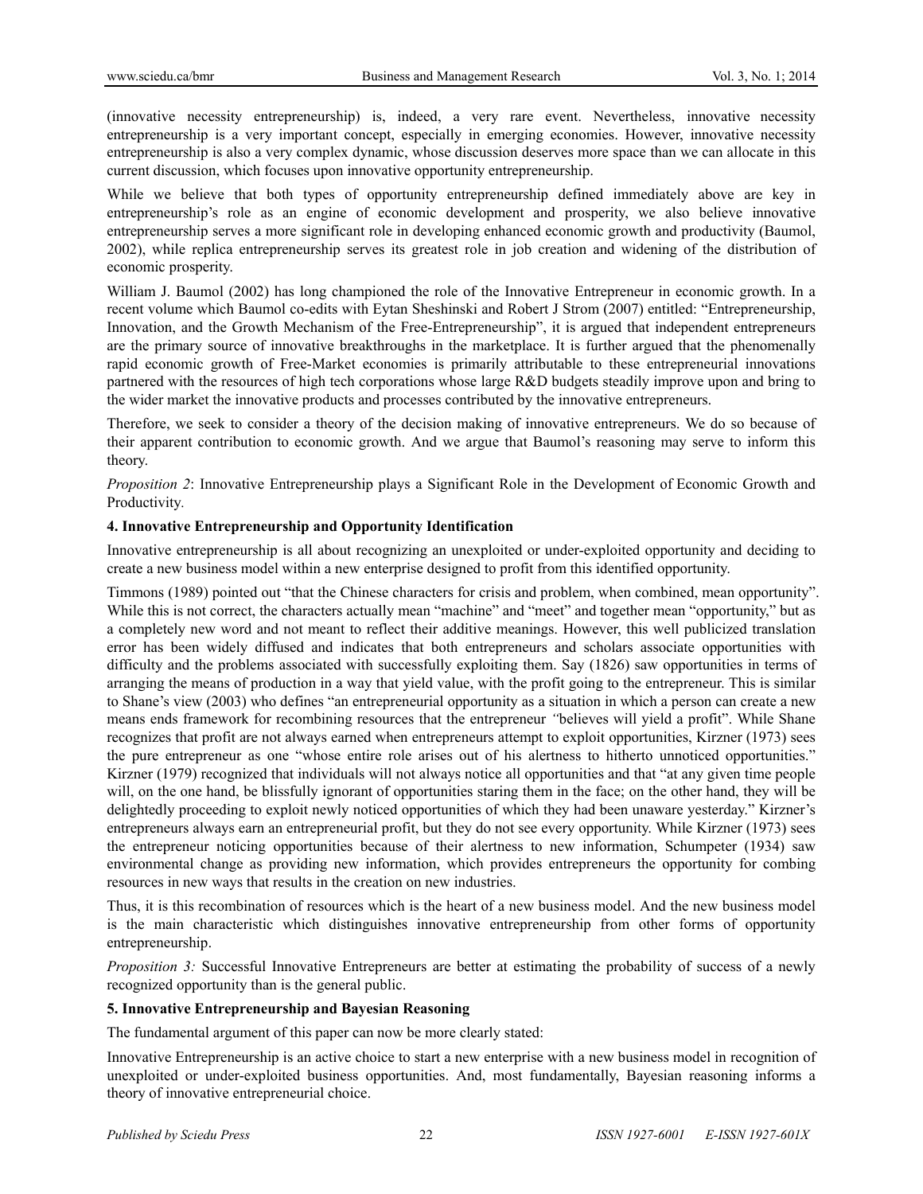(innovative necessity entrepreneurship) is, indeed, a very rare event. Nevertheless, innovative necessity entrepreneurship is a very important concept, especially in emerging economies. However, innovative necessity entrepreneurship is also a very complex dynamic, whose discussion deserves more space than we can allocate in this current discussion, which focuses upon innovative opportunity entrepreneurship.

While we believe that both types of opportunity entrepreneurship defined immediately above are key in entrepreneurship's role as an engine of economic development and prosperity, we also believe innovative entrepreneurship serves a more significant role in developing enhanced economic growth and productivity (Baumol, 2002), while replica entrepreneurship serves its greatest role in job creation and widening of the distribution of economic prosperity.

William J. Baumol (2002) has long championed the role of the Innovative Entrepreneur in economic growth. In a recent volume which Baumol co-edits with Eytan Sheshinski and Robert J Strom (2007) entitled: "Entrepreneurship, Innovation, and the Growth Mechanism of the Free-Entrepreneurship", it is argued that independent entrepreneurs are the primary source of innovative breakthroughs in the marketplace. It is further argued that the phenomenally rapid economic growth of Free-Market economies is primarily attributable to these entrepreneurial innovations partnered with the resources of high tech corporations whose large R&D budgets steadily improve upon and bring to the wider market the innovative products and processes contributed by the innovative entrepreneurs.

Therefore, we seek to consider a theory of the decision making of innovative entrepreneurs. We do so because of their apparent contribution to economic growth. And we argue that Baumol's reasoning may serve to inform this theory.

*Proposition 2*: Innovative Entrepreneurship plays a Significant Role in the Development of Economic Growth and Productivity.

## 4. Innovative Entrepreneurship and Opportunity Identification

Innovative entrepreneurship is all about recognizing an unexploited or under-exploited opportunity and deciding to create a new business model within a new enterprise designed to profit from this identified opportunity.

Timmons (1989) pointed out "that the Chinese characters for crisis and problem, when combined, mean opportunity". While this is not correct, the characters actually mean "machine" and "meet" and together mean "opportunity," but as a completely new word and not meant to reflect their additive meanings. However, this well publicized translation error has been widely diffused and indicates that both entrepreneurs and scholars associate opportunities with difficulty and the problems associated with successfully exploiting them. Say (1826) saw opportunities in terms of arranging the means of production in a way that yield value, with the profit going to the entrepreneur. This is similar to Shane's view (2003) who defines "an entrepreneurial opportunity as a situation in which a person can create a new means ends framework for recombining resources that the entrepreneur *"*believes will yield a profit". While Shane recognizes that profit are not always earned when entrepreneurs attempt to exploit opportunities, Kirzner (1973) sees the pure entrepreneur as one "whose entire role arises out of his alertness to hitherto unnoticed opportunities." Kirzner (1979) recognized that individuals will not always notice all opportunities and that "at any given time people will, on the one hand, be blissfully ignorant of opportunities staring them in the face; on the other hand, they will be delightedly proceeding to exploit newly noticed opportunities of which they had been unaware yesterday." Kirzner's entrepreneurs always earn an entrepreneurial profit, but they do not see every opportunity. While Kirzner (1973) sees the entrepreneur noticing opportunities because of their alertness to new information, Schumpeter (1934) saw environmental change as providing new information, which provides entrepreneurs the opportunity for combing resources in new ways that results in the creation on new industries.

Thus, it is this recombination of resources which is the heart of a new business model. And the new business model is the main characteristic which distinguishes innovative entrepreneurship from other forms of opportunity entrepreneurship.

*Proposition 3:* Successful Innovative Entrepreneurs are better at estimating the probability of success of a newly recognized opportunity than is the general public.

## 5. Innovative Entrepreneurship and Bayesian Reasoning

The fundamental argument of this paper can now be more clearly stated:

Innovative Entrepreneurship is an active choice to start a new enterprise with a new business model in recognition of unexploited or under-exploited business opportunities. And, most fundamentally, Bayesian reasoning informs a theory of innovative entrepreneurial choice.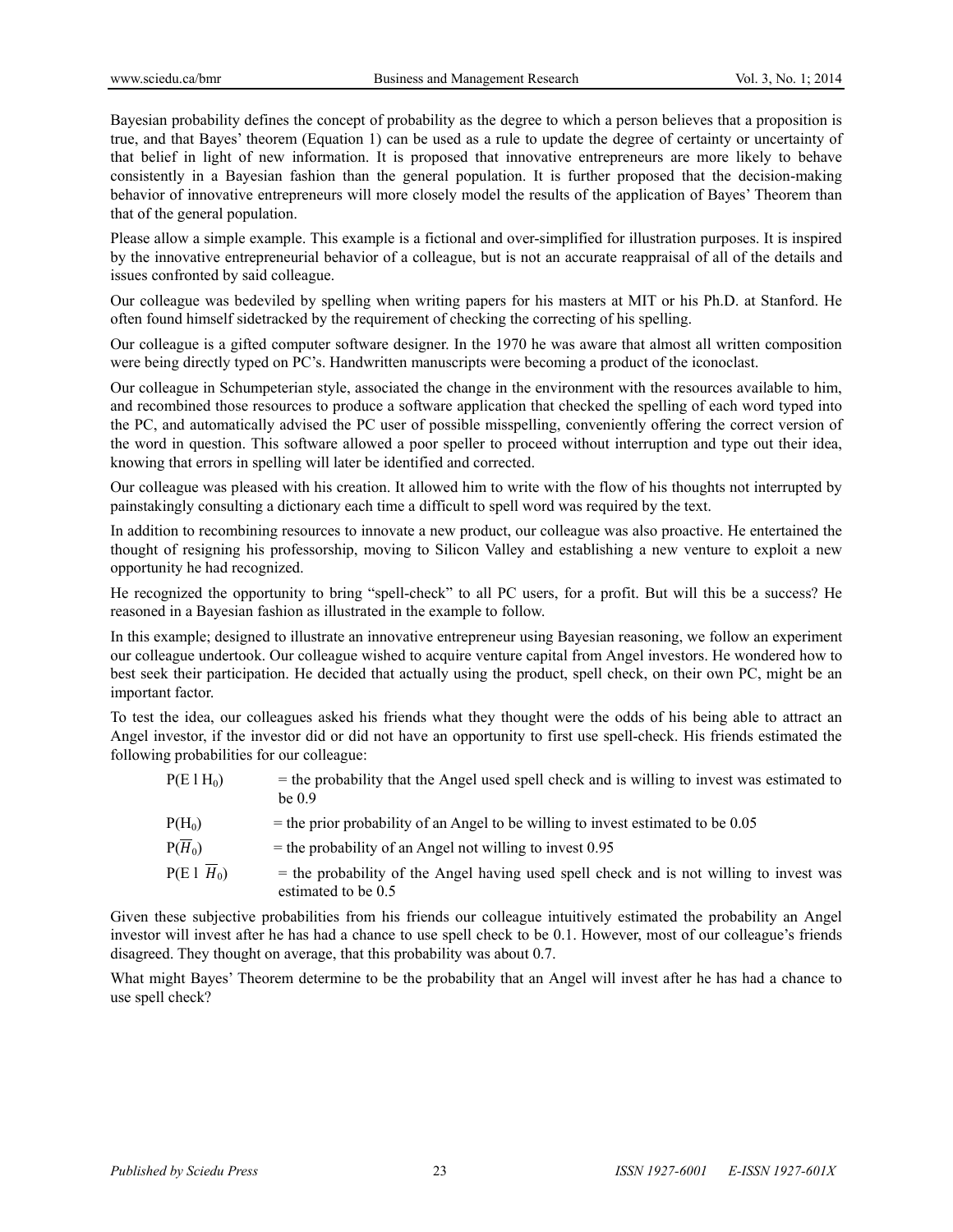Bayesian probability defines the concept of probability as the degree to which a person believes that a proposition is true, and that Bayes' theorem (Equation 1) can be used as a rule to update the degree of certainty or uncertainty of that belief in light of new information. It is proposed that innovative entrepreneurs are more likely to behave consistently in a Bayesian fashion than the general population. It is further proposed that the decision-making behavior of innovative entrepreneurs will more closely model the results of the application of Bayes' Theorem than that of the general population.

Please allow a simple example. This example is a fictional and over-simplified for illustration purposes. It is inspired by the innovative entrepreneurial behavior of a colleague, but is not an accurate reappraisal of all of the details and issues confronted by said colleague.

Our colleague was bedeviled by spelling when writing papers for his masters at MIT or his Ph.D. at Stanford. He often found himself sidetracked by the requirement of checking the correcting of his spelling.

Our colleague is a gifted computer software designer. In the 1970 he was aware that almost all written composition were being directly typed on PC's. Handwritten manuscripts were becoming a product of the iconoclast.

Our colleague in Schumpeterian style, associated the change in the environment with the resources available to him, and recombined those resources to produce a software application that checked the spelling of each word typed into the PC, and automatically advised the PC user of possible misspelling, conveniently offering the correct version of the word in question. This software allowed a poor speller to proceed without interruption and type out their idea, knowing that errors in spelling will later be identified and corrected.

Our colleague was pleased with his creation. It allowed him to write with the flow of his thoughts not interrupted by painstakingly consulting a dictionary each time a difficult to spell word was required by the text.

In addition to recombining resources to innovate a new product, our colleague was also proactive. He entertained the thought of resigning his professorship, moving to Silicon Valley and establishing a new venture to exploit a new opportunity he had recognized.

He recognized the opportunity to bring "spell-check" to all PC users, for a profit. But will this be a success? He reasoned in a Bayesian fashion as illustrated in the example to follow.

In this example; designed to illustrate an innovative entrepreneur using Bayesian reasoning, we follow an experiment our colleague undertook. Our colleague wished to acquire venture capital from Angel investors. He wondered how to best seek their participation. He decided that actually using the product, spell check, on their own PC, might be an important factor.

To test the idea, our colleagues asked his friends what they thought were the odds of his being able to attract an Angel investor, if the investor did or did not have an opportunity to first use spell-check. His friends estimated the following probabilities for our colleague:

$P(E \mid H_0)$ = the probability that the Angel used spell check and is willing to invest was estimated to be 0.9

$P(H_0)$ = the prior probability of an Angel to be willing to invest estimated to be 0.05

$P(\overline{H}_0)$ = the probability of an Angel not willing to invest 0.95

$P(E \mid \overline{H}_0)$ = the probability of the Angel having used spell check and is not willing to invest was estimated to be 0.5

Given these subjective probabilities from his friends our colleague intuitively estimated the probability an Angel investor will invest after he has had a chance to use spell check to be 0.1. However, most of our colleague's friends disagreed. They thought on average, that this probability was about 0.7.

What might Bayes' Theorem determine to be the probability that an Angel will invest after he has had a chance to use spell check?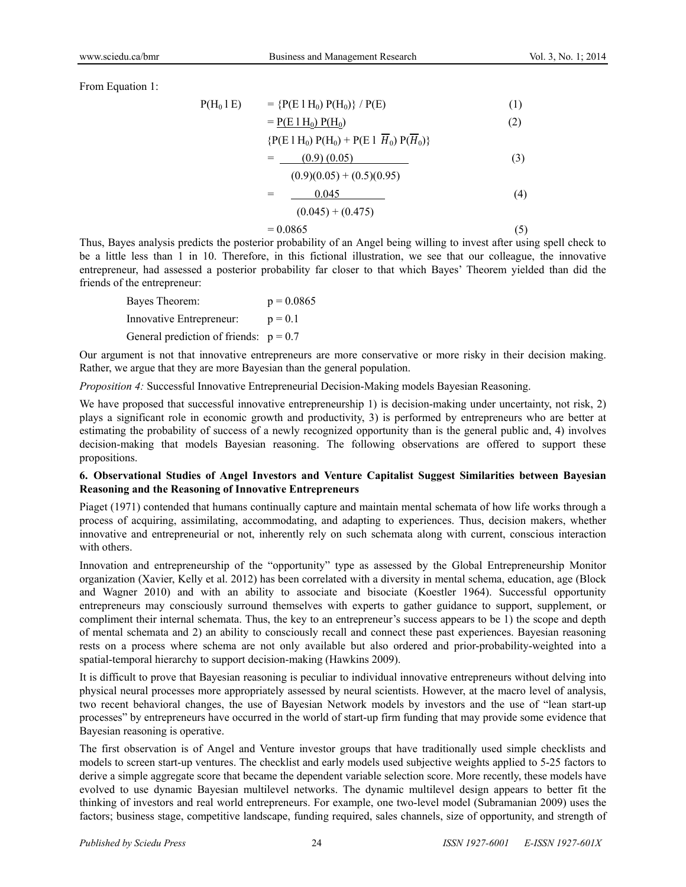From Equation 1:

$$P(H_0 \mid E) = \{P(E \mid H_0)\, P(H_0)\} / P(E) \quad (1)$$

$$= \frac{P(E \mid H_0)\, P(H_0)}{\{P(E \mid H_0)\, P(H_0) + P(E \mid \overline{H}_0)\, P(\overline{H}_0)\}} \quad (2)$$

$$= \frac{(0.9)(0.05)}{(0.9)(0.05) + (0.5)(0.95)} \quad (3)$$

$$= \frac{0.045}{(0.045) + (0.475)} \quad (4)$$

$$= 0.0865 \quad (5)$$

Thus, Bayes analysis predicts the posterior probability of an Angel being willing to invest after using spell check to be a little less than 1 in 10. Therefore, in this fictional illustration, we see that our colleague, the innovative entrepreneur, had assessed a posterior probability far closer to that which Bayes' Theorem yielded than did the friends of the entrepreneur:

| | |
|---|---|
| Bayes Theorem: | $p = 0.0865$ |
| Innovative Entrepreneur: | $p = 0.1$ |
| General prediction of friends: | $p = 0.7$ |

Our argument is not that innovative entrepreneurs are more conservative or more risky in their decision making. Rather, we argue that they are more Bayesian than the general population.

*Proposition 4:* Successful Innovative Entrepreneurial Decision-Making models Bayesian Reasoning.

We have proposed that successful innovative entrepreneurship 1) is decision-making under uncertainty, not risk, 2) plays a significant role in economic growth and productivity, 3) is performed by entrepreneurs who are better at estimating the probability of success of a newly recognized opportunity than is the general public and, 4) involves decision-making that models Bayesian reasoning. The following observations are offered to support these propositions.

## 6. Observational Studies of Angel Investors and Venture Capitalist Suggest Similarities between Bayesian Reasoning and the Reasoning of Innovative Entrepreneurs

Piaget (1971) contended that humans continually capture and maintain mental schemata of how life works through a process of acquiring, assimilating, accommodating, and adapting to experiences. Thus, decision makers, whether innovative and entrepreneurial or not, inherently rely on such schemata along with current, conscious interaction with others.

Innovation and entrepreneurship of the "opportunity" type as assessed by the Global Entrepreneurship Monitor organization (Xavier, Kelly et al. 2012) has been correlated with a diversity in mental schema, education, age (Block and Wagner 2010) and with an ability to associate and bisociate (Koestler 1964). Successful opportunity entrepreneurs may consciously surround themselves with experts to gather guidance to support, supplement, or compliment their internal schemata. Thus, the key to an entrepreneur's success appears to be 1) the scope and depth of mental schemata and 2) an ability to consciously recall and connect these past experiences. Bayesian reasoning rests on a process where schema are not only available but also ordered and prior-probability-weighted into a spatial-temporal hierarchy to support decision-making (Hawkins 2009).

It is difficult to prove that Bayesian reasoning is peculiar to individual innovative entrepreneurs without delving into physical neural processes more appropriately assessed by neural scientists. However, at the macro level of analysis, two recent behavioral changes, the use of Bayesian Network models by investors and the use of "lean start-up processes" by entrepreneurs have occurred in the world of start-up firm funding that may provide some evidence that Bayesian reasoning is operative.

The first observation is of Angel and Venture investor groups that have traditionally used simple checklists and models to screen start-up ventures. The checklist and early models used subjective weights applied to 5-25 factors to derive a simple aggregate score that became the dependent variable selection score. More recently, these models have evolved to use dynamic Bayesian multilevel networks. The dynamic multilevel design appears to better fit the thinking of investors and real world entrepreneurs. For example, one two-level model (Subramanian 2009) uses the factors; business stage, competitive landscape, funding required, sales channels, size of opportunity, and strength of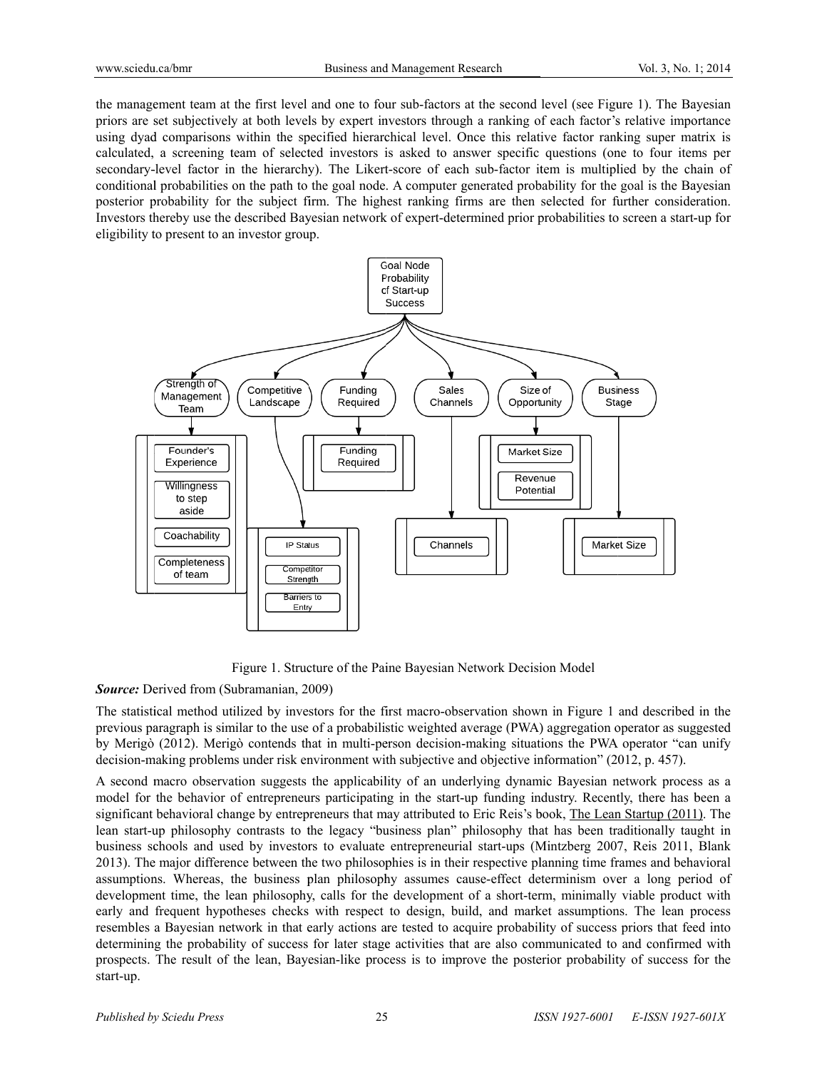the management team at the first level and one to four sub-factors at the second level (see Figure 1). The Bayesian priors are set subjectively at both levels by expert investors through a ranking of each factor's relative importance using dyad comparisons within the specified hierarchical level. Once this relative factor ranking super matrix is calculated, a screening team of selected investors is asked to answer specific questions (one to four items per secondary-level factor in the hierarchy). The Likert-score of each sub-factor item is multiplied by the chain of conditional probabilities on the path to the goal node. A computer generated probability for the goal is the Bayesian posterior probability for the subject firm. The highest ranking firms are then selected for further consideration. Investors thereby use the described Bayesian network of expert-determined prior probabilities to screen a start-up for eligibility to present to an investor group.

Figure 1. Structure of the Paine Bayesian Network Decision Model

***Source:*** Derived from (Subramanian, 2009)

The statistical method utilized by investors for the first macro-observation shown in Figure 1 and described in the previous paragraph is similar to the use of a probabilistic weighted average (PWA) aggregation operator as suggested by Merigò (2012). Merigò contends that in multi-person decision-making situations the PWA operator "can unify decision-making problems under risk environment with subjective and objective information" (2012, p. 457).

A second macro observation suggests the applicability of an underlying dynamic Bayesian network process as a model for the behavior of entrepreneurs participating in the start-up funding industry. Recently, there has been a significant behavioral change by entrepreneurs that may attributed to Eric Reis's book, The Lean Startup (2011). The lean start-up philosophy contrasts to the legacy "business plan" philosophy that has been traditionally taught in business schools and used by investors to evaluate entrepreneurial start-ups (Mintzberg 2007, Reis 2011, Blank 2013). The major difference between the two philosophies is in their respective planning time frames and behavioral assumptions. Whereas, the business plan philosophy assumes cause-effect determinism over a long period of development time, the lean philosophy, calls for the development of a short-term, minimally viable product with early and frequent hypotheses checks with respect to design, build, and market assumptions. The lean process resembles a Bayesian network in that early actions are tested to acquire probability of success priors that feed into determining the probability of success for later stage activities that are also communicated to and confirmed with prospects. The result of the lean, Bayesian-like process is to improve the posterior probability of success for the start-up.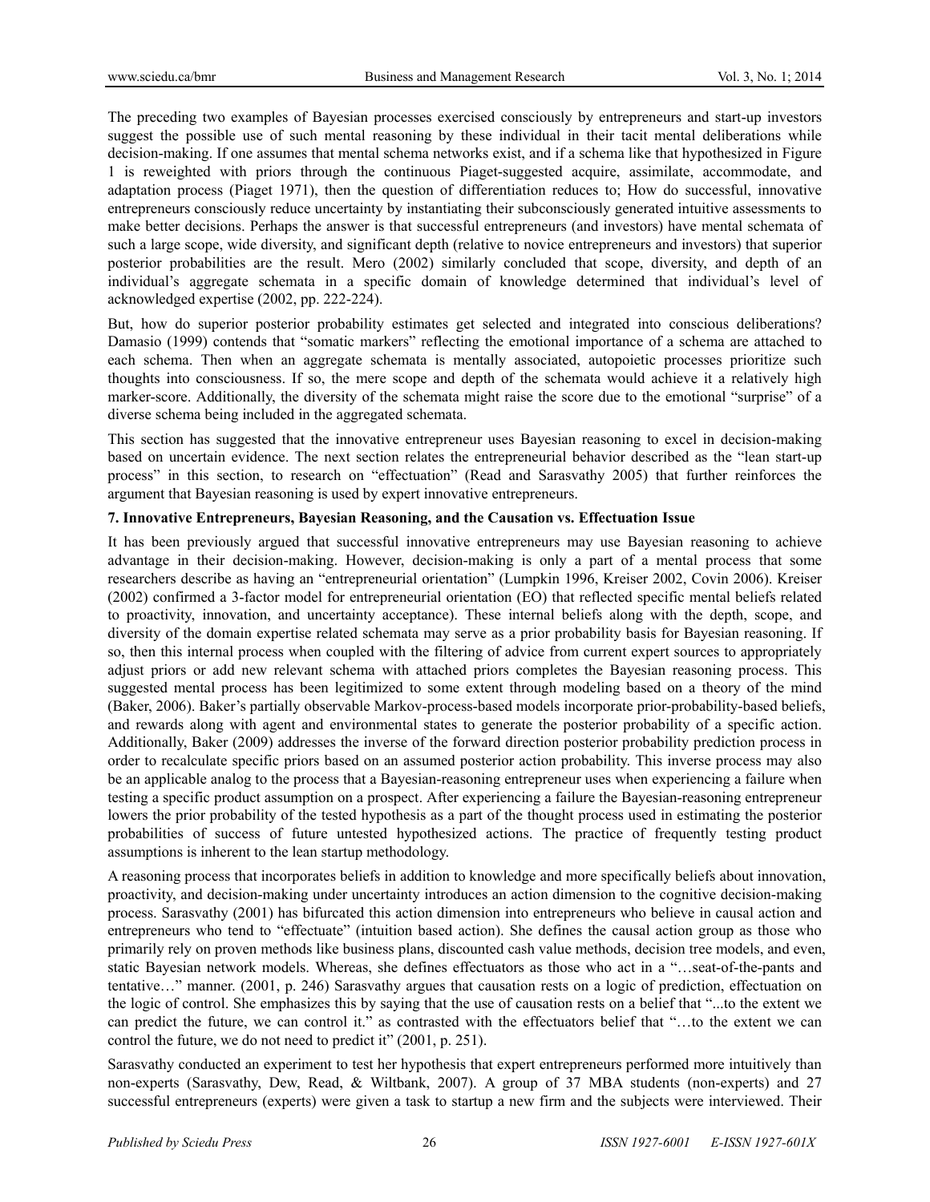The preceding two examples of Bayesian processes exercised consciously by entrepreneurs and start-up investors suggest the possible use of such mental reasoning by these individual in their tacit mental deliberations while decision-making. If one assumes that mental schema networks exist, and if a schema like that hypothesized in Figure 1 is reweighted with priors through the continuous Piaget-suggested acquire, assimilate, accommodate, and adaptation process (Piaget 1971), then the question of differentiation reduces to; How do successful, innovative entrepreneurs consciously reduce uncertainty by instantiating their subconsciously generated intuitive assessments to make better decisions. Perhaps the answer is that successful entrepreneurs (and investors) have mental schemata of such a large scope, wide diversity, and significant depth (relative to novice entrepreneurs and investors) that superior posterior probabilities are the result. Mero (2002) similarly concluded that scope, diversity, and depth of an individual's aggregate schemata in a specific domain of knowledge determined that individual's level of acknowledged expertise (2002, pp. 222-224).

But, how do superior posterior probability estimates get selected and integrated into conscious deliberations? Damasio (1999) contends that "somatic markers" reflecting the emotional importance of a schema are attached to each schema. Then when an aggregate schemata is mentally associated, autopoietic processes prioritize such thoughts into consciousness. If so, the mere scope and depth of the schemata would achieve it a relatively high marker-score. Additionally, the diversity of the schemata might raise the score due to the emotional "surprise" of a diverse schema being included in the aggregated schemata.

This section has suggested that the innovative entrepreneur uses Bayesian reasoning to excel in decision-making based on uncertain evidence. The next section relates the entrepreneurial behavior described as the "lean start-up process" in this section, to research on "effectuation" (Read and Sarasvathy 2005) that further reinforces the argument that Bayesian reasoning is used by expert innovative entrepreneurs.

## 7. Innovative Entrepreneurs, Bayesian Reasoning, and the Causation vs. Effectuation Issue

It has been previously argued that successful innovative entrepreneurs may use Bayesian reasoning to achieve advantage in their decision-making. However, decision-making is only a part of a mental process that some researchers describe as having an "entrepreneurial orientation" (Lumpkin 1996, Kreiser 2002, Covin 2006). Kreiser (2002) confirmed a 3-factor model for entrepreneurial orientation (EO) that reflected specific mental beliefs related to proactivity, innovation, and uncertainty acceptance). These internal beliefs along with the depth, scope, and diversity of the domain expertise related schemata may serve as a prior probability basis for Bayesian reasoning. If so, then this internal process when coupled with the filtering of advice from current expert sources to appropriately adjust priors or add new relevant schema with attached priors completes the Bayesian reasoning process. This suggested mental process has been legitimized to some extent through modeling based on a theory of the mind (Baker, 2006). Baker's partially observable Markov-process-based models incorporate prior-probability-based beliefs, and rewards along with agent and environmental states to generate the posterior probability of a specific action. Additionally, Baker (2009) addresses the inverse of the forward direction posterior probability prediction process in order to recalculate specific priors based on an assumed posterior action probability. This inverse process may also be an applicable analog to the process that a Bayesian-reasoning entrepreneur uses when experiencing a failure when testing a specific product assumption on a prospect. After experiencing a failure the Bayesian-reasoning entrepreneur lowers the prior probability of the tested hypothesis as a part of the thought process used in estimating the posterior probabilities of success of future untested hypothesized actions. The practice of frequently testing product assumptions is inherent to the lean startup methodology.

A reasoning process that incorporates beliefs in addition to knowledge and more specifically beliefs about innovation, proactivity, and decision-making under uncertainty introduces an action dimension to the cognitive decision-making process. Sarasvathy (2001) has bifurcated this action dimension into entrepreneurs who believe in causal action and entrepreneurs who tend to "effectuate" (intuition based action). She defines the causal action group as those who primarily rely on proven methods like business plans, discounted cash value methods, decision tree models, and even, static Bayesian network models. Whereas, she defines effectuators as those who act in a "…seat-of-the-pants and tentative…" manner. (2001, p. 246) Sarasvathy argues that causation rests on a logic of prediction, effectuation on the logic of control. She emphasizes this by saying that the use of causation rests on a belief that "...to the extent we can predict the future, we can control it." as contrasted with the effectuators belief that "…to the extent we can control the future, we do not need to predict it" (2001, p. 251).

Sarasvathy conducted an experiment to test her hypothesis that expert entrepreneurs performed more intuitively than non-experts (Sarasvathy, Dew, Read, & Wiltbank, 2007). A group of 37 MBA students (non-experts) and 27 successful entrepreneurs (experts) were given a task to startup a new firm and the subjects were interviewed. Their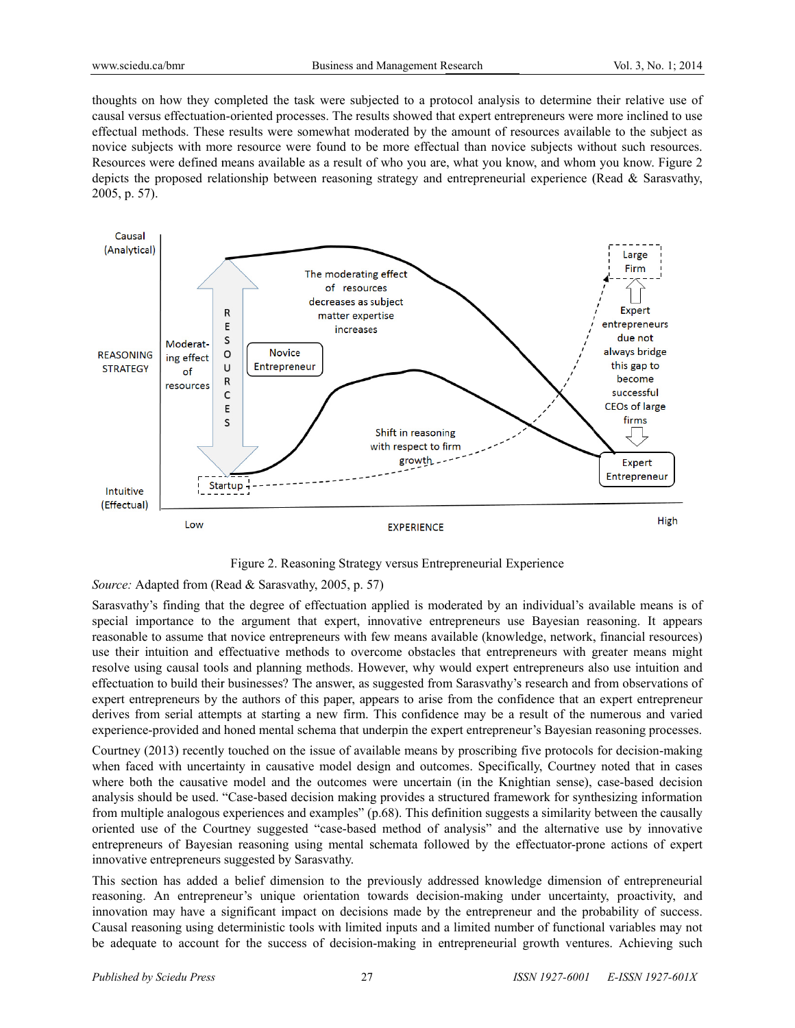thoughts on how they completed the task were subjected to a protocol analysis to determine their relative use of causal versus effectuation-oriented processes. The results showed that expert entrepreneurs were more inclined to use effectual methods. These results were somewhat moderated by the amount of resources available to the subject as novice subjects with more resource were found to be more effectual than novice subjects without such resources. Resources were defined means available as a result of who you are, what you know, and whom you know. Figure 2 depicts the proposed relationship between reasoning strategy and entrepreneurial experience (Read & Sarasvathy, 2005, p. 57).

Figure 2. Reasoning Strategy versus Entrepreneurial Experience

*Source:* Adapted from (Read & Sarasvathy, 2005, p. 57)

Sarasvathy's finding that the degree of effectuation applied is moderated by an individual's available means is of special importance to the argument that expert, innovative entrepreneurs use Bayesian reasoning. It appears reasonable to assume that novice entrepreneurs with few means available (knowledge, network, financial resources) use their intuition and effectuative methods to overcome obstacles that entrepreneurs with greater means might resolve using causal tools and planning methods. However, why would expert entrepreneurs also use intuition and effectuation to build their businesses? The answer, as suggested from Sarasvathy's research and from observations of expert entrepreneurs by the authors of this paper, appears to arise from the confidence that an expert entrepreneur derives from serial attempts at starting a new firm. This confidence may be a result of the numerous and varied experience-provided and honed mental schema that underpin the expert entrepreneur's Bayesian reasoning processes.

Courtney (2013) recently touched on the issue of available means by proscribing five protocols for decision-making when faced with uncertainty in causative model design and outcomes. Specifically, Courtney noted that in cases where both the causative model and the outcomes were uncertain (in the Knightian sense), case-based decision analysis should be used. "Case-based decision making provides a structured framework for synthesizing information from multiple analogous experiences and examples" (p.68). This definition suggests a similarity between the causally oriented use of the Courtney suggested "case-based method of analysis" and the alternative use by innovative entrepreneurs of Bayesian reasoning using mental schemata followed by the effectuator-prone actions of expert innovative entrepreneurs suggested by Sarasvathy.

This section has added a belief dimension to the previously addressed knowledge dimension of entrepreneurial reasoning. An entrepreneur's unique orientation towards decision-making under uncertainty, proactivity, and innovation may have a significant impact on decisions made by the entrepreneur and the probability of success. Causal reasoning using deterministic tools with limited inputs and a limited number of functional variables may not be adequate to account for the success of decision-making in entrepreneurial growth ventures. Achieving such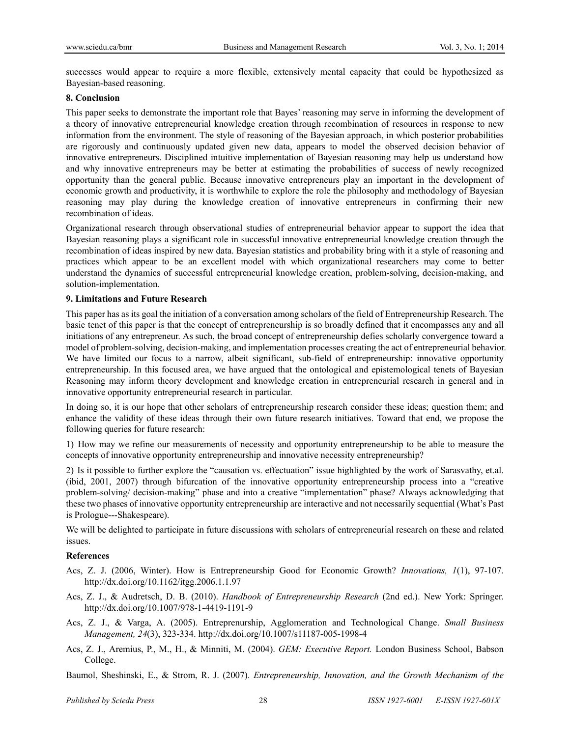successes would appear to require a more flexible, extensively mental capacity that could be hypothesized as Bayesian-based reasoning.

## 8. Conclusion

This paper seeks to demonstrate the important role that Bayes' reasoning may serve in informing the development of a theory of innovative entrepreneurial knowledge creation through recombination of resources in response to new information from the environment. The style of reasoning of the Bayesian approach, in which posterior probabilities are rigorously and continuously updated given new data, appears to model the observed decision behavior of innovative entrepreneurs. Disciplined intuitive implementation of Bayesian reasoning may help us understand how and why innovative entrepreneurs may be better at estimating the probabilities of success of newly recognized opportunity than the general public. Because innovative entrepreneurs play an important in the development of economic growth and productivity, it is worthwhile to explore the role the philosophy and methodology of Bayesian reasoning may play during the knowledge creation of innovative entrepreneurs in confirming their new recombination of ideas.

Organizational research through observational studies of entrepreneurial behavior appear to support the idea that Bayesian reasoning plays a significant role in successful innovative entrepreneurial knowledge creation through the recombination of ideas inspired by new data. Bayesian statistics and probability bring with it a style of reasoning and practices which appear to be an excellent model with which organizational researchers may come to better understand the dynamics of successful entrepreneurial knowledge creation, problem-solving, decision-making, and solution-implementation.

## 9. Limitations and Future Research

This paper has as its goal the initiation of a conversation among scholars of the field of Entrepreneurship Research. The basic tenet of this paper is that the concept of entrepreneurship is so broadly defined that it encompasses any and all initiations of any entrepreneur. As such, the broad concept of entrepreneurship defies scholarly convergence toward a model of problem-solving, decision-making, and implementation processes creating the act of entrepreneurial behavior. We have limited our focus to a narrow, albeit significant, sub-field of entrepreneurship: innovative opportunity entrepreneurship. In this focused area, we have argued that the ontological and epistemological tenets of Bayesian Reasoning may inform theory development and knowledge creation in entrepreneurial research in general and in innovative opportunity entrepreneurial research in particular.

In doing so, it is our hope that other scholars of entrepreneurship research consider these ideas; question them; and enhance the validity of these ideas through their own future research initiatives. Toward that end, we propose the following queries for future research:

1) How may we refine our measurements of necessity and opportunity entrepreneurship to be able to measure the concepts of innovative opportunity entrepreneurship and innovative necessity entrepreneurship?

2) Is it possible to further explore the "causation vs. effectuation" issue highlighted by the work of Sarasvathy, et.al. (ibid, 2001, 2007) through bifurcation of the innovative opportunity entrepreneurship process into a "creative problem-solving/ decision-making" phase and into a creative "implementation" phase? Always acknowledging that these two phases of innovative opportunity entrepreneurship are interactive and not necessarily sequential (What's Past is Prologue---Shakespeare).

We will be delighted to participate in future discussions with scholars of entrepreneurial research on these and related issues.

## References

Acs, Z. J. (2006, Winter). How is Entrepreneurship Good for Economic Growth? *Innovations, 1*(1), 97-107. http://dx.doi.org/10.1162/itgg.2006.1.1.97

Acs, Z. J., & Audretsch, D. B. (2010). *Handbook of Entrepreneurship Research* (2nd ed.). New York: Springer. http://dx.doi.org/10.1007/978-1-4419-1191-9

Acs, Z. J., & Varga, A. (2005). Entreprenurship, Agglomeration and Technological Change. *Small Business Management, 24*(3), 323-334. http://dx.doi.org/10.1007/s11187-005-1998-4

Acs, Z. J., Aremius, P., M., H., & Minniti, M. (2004). *GEM: Executive Report.* London Business School, Babson College.

Baumol, Sheshinski, E., & Strom, R. J. (2007). *Entrepreneurship, Innovation, and the Growth Mechanism of the*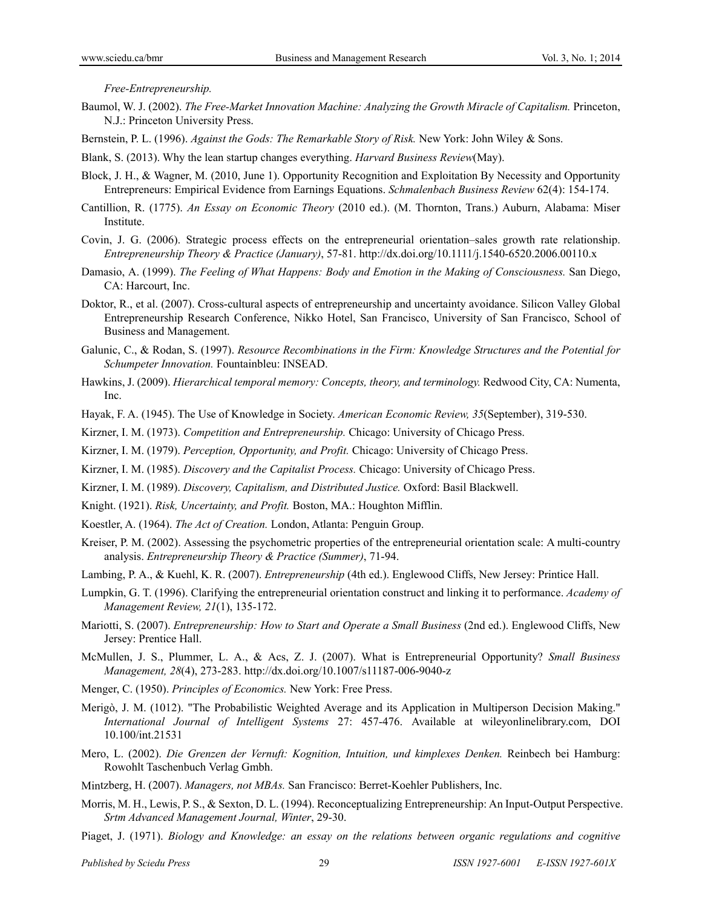*Free-Entrepreneurship.*

Baumol, W. J. (2002). *The Free-Market Innovation Machine: Analyzing the Growth Miracle of Capitalism.* Princeton, N.J.: Princeton University Press.

Bernstein, P. L. (1996). *Against the Gods: The Remarkable Story of Risk.* New York: John Wiley & Sons.

Blank, S. (2013). Why the lean startup changes everything. *Harvard Business Review*(May).

Block, J. H., & Wagner, M. (2010, June 1). Opportunity Recognition and Exploitation By Necessity and Opportunity Entrepreneurs: Empirical Evidence from Earnings Equations. *Schmalenbach Business Review* 62(4): 154-174.

Cantillion, R. (1775). *An Essay on Economic Theory* (2010 ed.). (M. Thornton, Trans.) Auburn, Alabama: Miser Institute.

Covin, J. G. (2006). Strategic process effects on the entrepreneurial orientation–sales growth rate relationship. *Entrepreneurship Theory & Practice (January)*, 57-81. http://dx.doi.org/10.1111/j.1540-6520.2006.00110.x

Damasio, A. (1999). *The Feeling of What Happens: Body and Emotion in the Making of Consciousness.* San Diego, CA: Harcourt, Inc.

Doktor, R., et al. (2007). Cross-cultural aspects of entrepreneurship and uncertainty avoidance. Silicon Valley Global Entrepreneurship Research Conference, Nikko Hotel, San Francisco, University of San Francisco, School of Business and Management.

Galunic, C., & Rodan, S. (1997). *Resource Recombinations in the Firm: Knowledge Structures and the Potential for Schumpeter Innovation.* Fountainbleu: INSEAD.

Hawkins, J. (2009). *Hierarchical temporal memory: Concepts, theory, and terminology.* Redwood City, CA: Numenta, Inc.

Hayak, F. A. (1945). The Use of Knowledge in Society. *American Economic Review, 35*(September), 319-530.

Kirzner, I. M. (1973). *Competition and Entrepreneurship.* Chicago: University of Chicago Press.

Kirzner, I. M. (1979). *Perception, Opportunity, and Profit.* Chicago: University of Chicago Press.

Kirzner, I. M. (1985). *Discovery and the Capitalist Process.* Chicago: University of Chicago Press.

Kirzner, I. M. (1989). *Discovery, Capitalism, and Distributed Justice.* Oxford: Basil Blackwell.

Knight. (1921). *Risk, Uncertainty, and Profit.* Boston, MA.: Houghton Mifflin.

Koestler, A. (1964). *The Act of Creation.* London, Atlanta: Penguin Group.

Kreiser, P. M. (2002). Assessing the psychometric properties of the entrepreneurial orientation scale: A multi-country analysis. *Entrepreneurship Theory & Practice (Summer)*, 71-94.

Lambing, P. A., & Kuehl, K. R. (2007). *Entrepreneurship* (4th ed.). Englewood Cliffs, New Jersey: Printice Hall.

Lumpkin, G. T. (1996). Clarifying the entrepreneurial orientation construct and linking it to performance. *Academy of Management Review, 21*(1), 135-172.

Mariotti, S. (2007). *Entrepreneurship: How to Start and Operate a Small Business* (2nd ed.). Englewood Cliffs, New Jersey: Prentice Hall.

McMullen, J. S., Plummer, L. A., & Acs, Z. J. (2007). What is Entrepreneurial Opportunity? *Small Business Management, 28*(4), 273-283. http://dx.doi.org/10.1007/s11187-006-9040-z

Menger, C. (1950). *Principles of Economics.* New York: Free Press.

Merigò, J. M. (1012). "The Probabilistic Weighted Average and its Application in Multiperson Decision Making." *International Journal of Intelligent Systems* 27: 457-476. Available at wileyonlinelibrary.com, DOI 10.100/int.21531

Mero, L. (2002). *Die Grenzen der Vernuft: Kognition, Intuition, und kimplexes Denken.* Reinbech bei Hamburg: Rowohlt Taschenbuch Verlag Gmbh.

Mintzberg, H. (2007). *Managers, not MBAs.* San Francisco: Berret-Koehler Publishers, Inc.

Morris, M. H., Lewis, P. S., & Sexton, D. L. (1994). Reconceptualizing Entrepreneurship: An Input-Output Perspective. *Srtm Advanced Management Journal, Winter*, 29-30.

Piaget, J. (1971). *Biology and Knowledge: an essay on the relations between organic regulations and cognitive*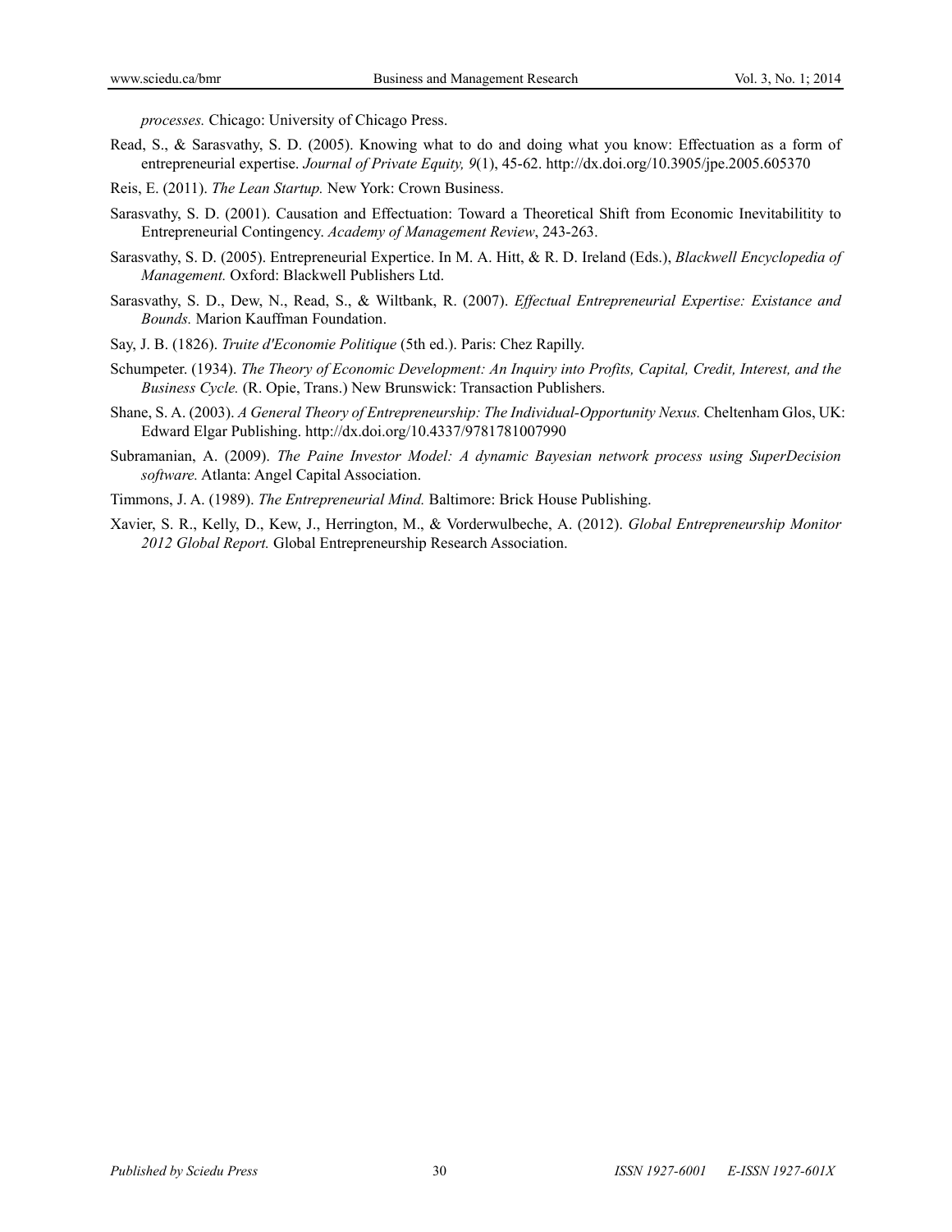*processes.* Chicago: University of Chicago Press.

Read, S., & Sarasvathy, S. D. (2005). Knowing what to do and doing what you know: Effectuation as a form of entrepreneurial expertise. *Journal of Private Equity, 9*(1), 45-62. http://dx.doi.org/10.3905/jpe.2005.605370

Reis, E. (2011). *The Lean Startup.* New York: Crown Business.

Sarasvathy, S. D. (2001). Causation and Effectuation: Toward a Theoretical Shift from Economic Inevitabilitity to Entrepreneurial Contingency. *Academy of Management Review*, 243-263.

Sarasvathy, S. D. (2005). Entrepreneurial Expertice. In M. A. Hitt, & R. D. Ireland (Eds.), *Blackwell Encyclopedia of Management.* Oxford: Blackwell Publishers Ltd.

Sarasvathy, S. D., Dew, N., Read, S., & Wiltbank, R. (2007). *Effectual Entrepreneurial Expertise: Existance and Bounds.* Marion Kauffman Foundation.

Say, J. B. (1826). *Truite d'Economie Politique* (5th ed.). Paris: Chez Rapilly.

Schumpeter. (1934). *The Theory of Economic Development: An Inquiry into Profits, Capital, Credit, Interest, and the Business Cycle.* (R. Opie, Trans.) New Brunswick: Transaction Publishers.

Shane, S. A. (2003). *A General Theory of Entrepreneurship: The Individual-Opportunity Nexus.* Cheltenham Glos, UK: Edward Elgar Publishing. http://dx.doi.org/10.4337/9781781007990

Subramanian, A. (2009). *The Paine Investor Model: A dynamic Bayesian network process using SuperDecision software.* Atlanta: Angel Capital Association.

Timmons, J. A. (1989). *The Entrepreneurial Mind.* Baltimore: Brick House Publishing.

Xavier, S. R., Kelly, D., Kew, J., Herrington, M., & Vorderwulbeche, A. (2012). *Global Entrepreneurship Monitor 2012 Global Report.* Global Entrepreneurship Research Association.